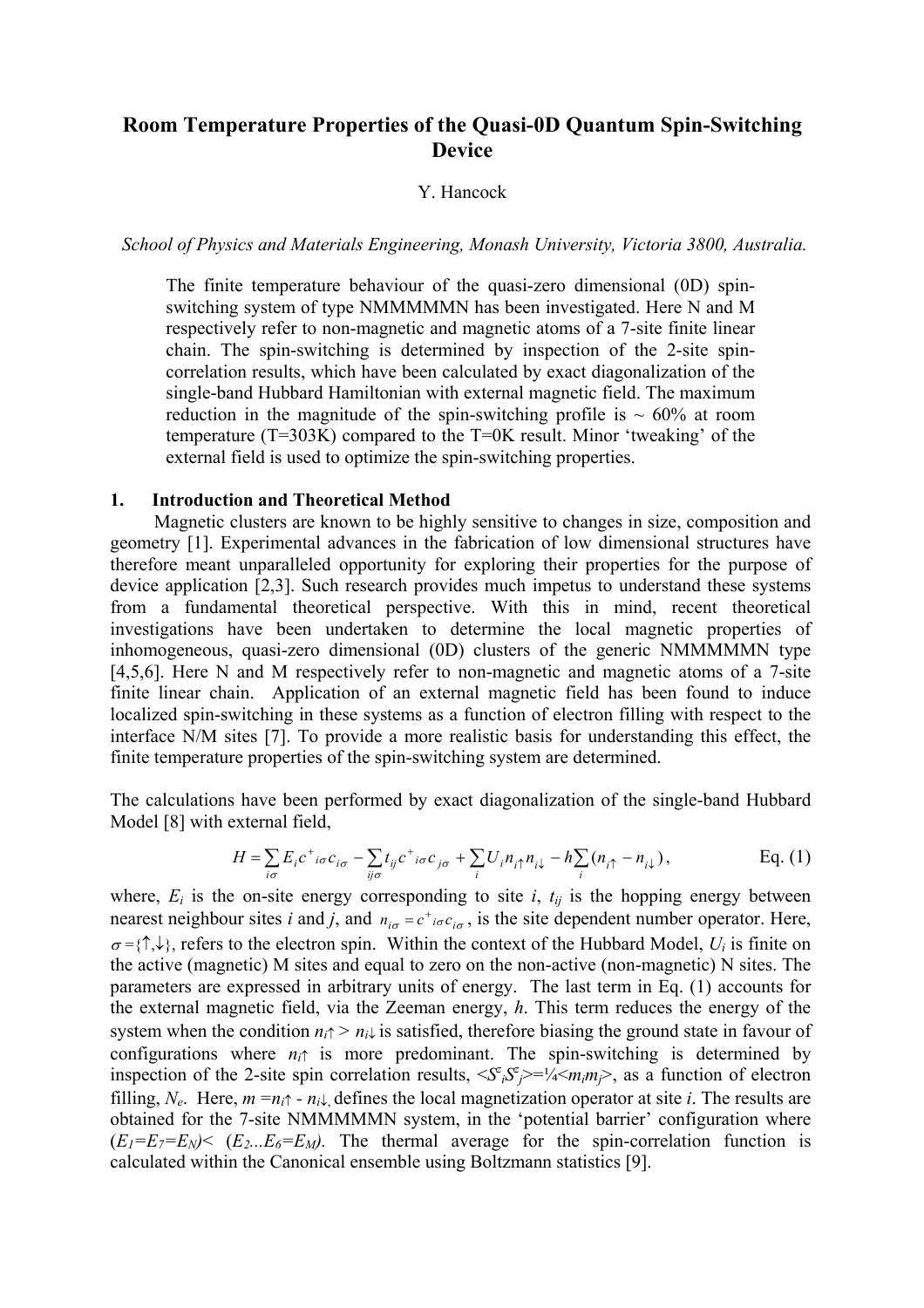# Room Temperature Properties of the Quasi-0D Quantum Spin-Switching Device

Y. Hancock

*School of Physics and Materials Engineering, Monash University, Victoria 3800, Australia.*

The finite temperature behaviour of the quasi-zero dimensional (0D) spin-switching system of type NMMMMMN has been investigated. Here N and M respectively refer to non-magnetic and magnetic atoms of a 7-site finite linear chain. The spin-switching is determined by inspection of the 2-site spin-correlation results, which have been calculated by exact diagonalization of the single-band Hubbard Hamiltonian with external magnetic field. The maximum reduction in the magnitude of the spin-switching profile is ~ 60% at room temperature (T=303K) compared to the T=0K result. Minor 'tweaking' of the external field is used to optimize the spin-switching properties.

## 1. Introduction and Theoretical Method

Magnetic clusters are known to be highly sensitive to changes in size, composition and geometry [1]. Experimental advances in the fabrication of low dimensional structures have therefore meant unparalleled opportunity for exploring their properties for the purpose of device application [2,3]. Such research provides much impetus to understand these systems from a fundamental theoretical perspective. With this in mind, recent theoretical investigations have been undertaken to determine the local magnetic properties of inhomogeneous, quasi-zero dimensional (0D) clusters of the generic NMMMMMN type [4,5,6]. Here N and M respectively refer to non-magnetic and magnetic atoms of a 7-site finite linear chain. Application of an external magnetic field has been found to induce localized spin-switching in these systems as a function of electron filling with respect to the interface N/M sites [7]. To provide a more realistic basis for understanding this effect, the finite temperature properties of the spin-switching system are determined.

The calculations have been performed by exact diagonalization of the single-band Hubbard Model [8] with external field,

$$H = \sum_{i\sigma} E_i c^+_{i\sigma} c_{i\sigma} - \sum_{ij\sigma} t_{ij} c^+_{i\sigma} c_{j\sigma} + \sum_i U_i n_{i\uparrow} n_{i\downarrow} - h \sum_i (n_{i\uparrow} - n_{i\downarrow}), \qquad \text{Eq. (1)}$$

where, $E_i$ is the on-site energy corresponding to site $i$, $t_{ij}$ is the hopping energy between nearest neighbour sites $i$ and $j$, and $n_{i\sigma} = c^+_{i\sigma} c_{i\sigma}$, is the site dependent number operator. Here, $\sigma = \{\uparrow,\downarrow\}$, refers to the electron spin. Within the context of the Hubbard Model, $U_i$ is finite on the active (magnetic) M sites and equal to zero on the non-active (non-magnetic) N sites. The parameters are expressed in arbitrary units of energy. The last term in Eq. (1) accounts for the external magnetic field, via the Zeeman energy, $h$. This term reduces the energy of the system when the condition $n_{i\uparrow} > n_{i\downarrow}$ is satisfied, therefore biasing the ground state in favour of configurations where $n_{i\uparrow}$ is more predominant. The spin-switching is determined by inspection of the 2-site spin correlation results, $\langle S^z_i S^z_j \rangle = \frac{1}{4} \langle m_i m_j \rangle$, as a function of electron filling, $N_e$. Here, $m = n_{i\uparrow} - n_{i\downarrow}$, defines the local magnetization operator at site $i$. The results are obtained for the 7-site NMMMMMN system, in the 'potential barrier' configuration where ($E_1 = E_7 = E_N$) < ($E_2 \ldots E_6 = E_M$). The thermal average for the spin-correlation function is calculated within the Canonical ensemble using Boltzmann statistics [9].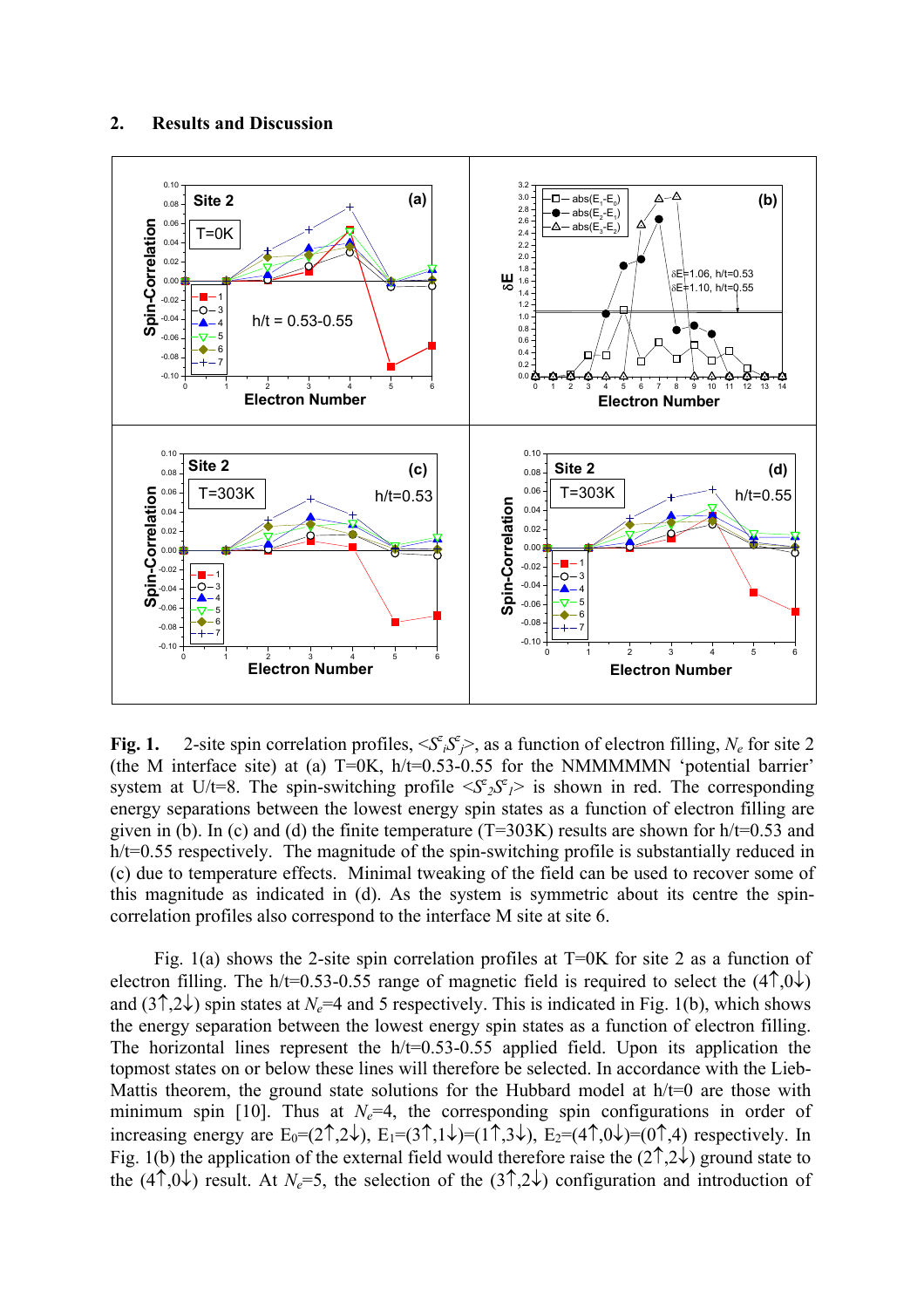## 2. Results and Discussion

**Fig. 1.** 2-site spin correlation profiles, $<S^z_i S^z_j>$, as a function of electron filling, $N_e$ for site 2 (the M interface site) at (a) T=0K, h/t=0.53-0.55 for the NMMMMMN 'potential barrier' system at U/t=8. The spin-switching profile $<S^z_2 S^z_1>$ is shown in red. The corresponding energy separations between the lowest energy spin states as a function of electron filling are given in (b). In (c) and (d) the finite temperature (T=303K) results are shown for h/t=0.53 and h/t=0.55 respectively. The magnitude of the spin-switching profile is substantially reduced in (c) due to temperature effects. Minimal tweaking of the field can be used to recover some of this magnitude as indicated in (d). As the system is symmetric about its centre the spin-correlation profiles also correspond to the interface M site at site 6.

Fig. 1(a) shows the 2-site spin correlation profiles at T=0K for site 2 as a function of electron filling. The h/t=0.53-0.55 range of magnetic field is required to select the (4↑,0↓) and (3↑,2↓) spin states at $N_e$=4 and 5 respectively. This is indicated in Fig. 1(b), which shows the energy separation between the lowest energy spin states as a function of electron filling. The horizontal lines represent the h/t=0.53-0.55 applied field. Upon its application the topmost states on or below these lines will therefore be selected. In accordance with the Lieb-Mattis theorem, the ground state solutions for the Hubbard model at h/t=0 are those with minimum spin [10]. Thus at $N_e$=4, the corresponding spin configurations in order of increasing energy are $E_0$=(2↑,2↓), $E_1$=(3↑,1↓)=(1↑,3↓), $E_2$=(4↑,0↓)=(0↑,4) respectively. In Fig. 1(b) the application of the external field would therefore raise the (2↑,2↓) ground state to the (4↑,0↓) result. At $N_e$=5, the selection of the (3↑,2↓) configuration and introduction of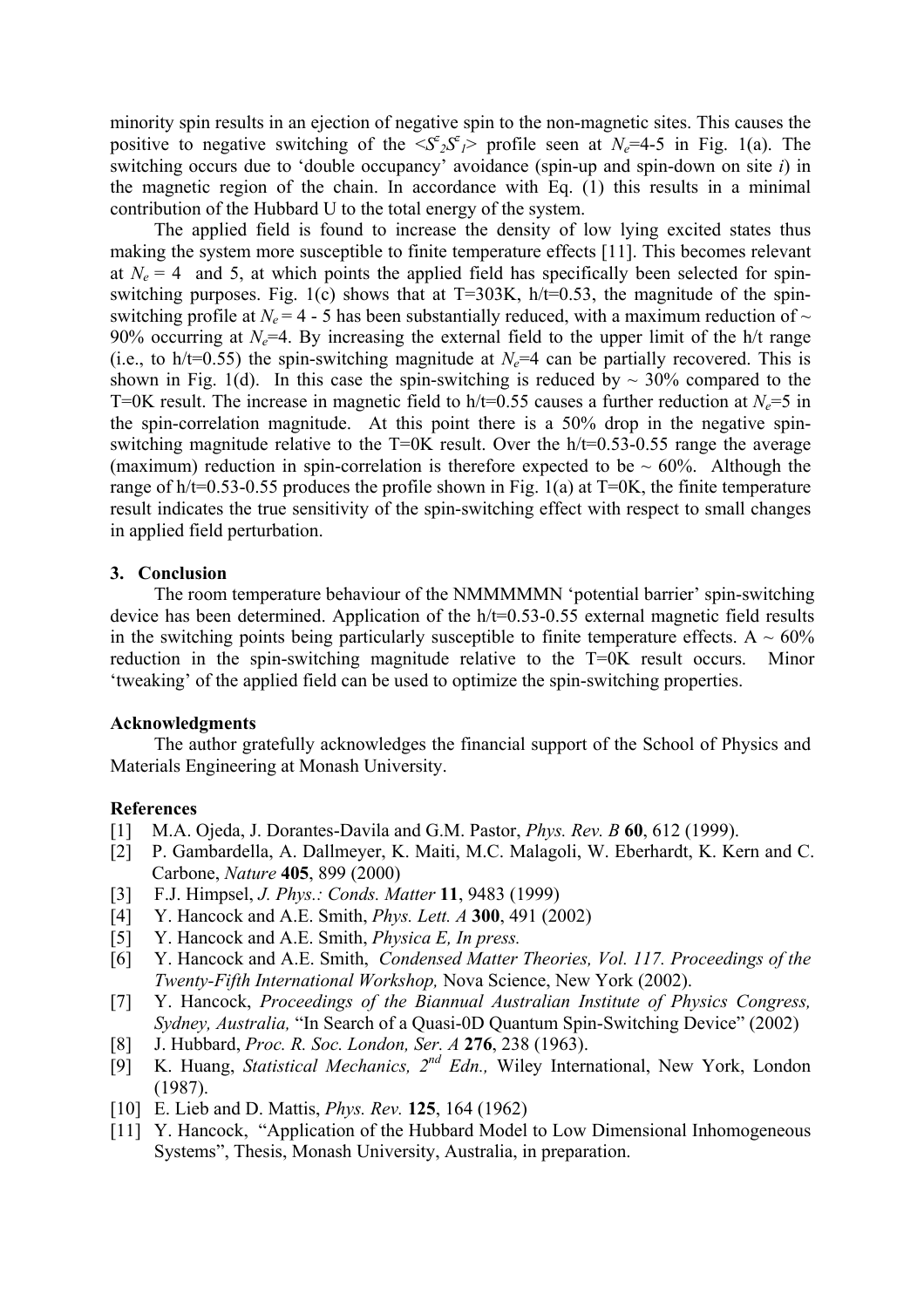minority spin results in an ejection of negative spin to the non-magnetic sites. This causes the positive to negative switching of the $<S^z_2 S^z_1>$ profile seen at $N_e$=4-5 in Fig. 1(a). The switching occurs due to 'double occupancy' avoidance (spin-up and spin-down on site *i*) in the magnetic region of the chain. In accordance with Eq. (1) this results in a minimal contribution of the Hubbard U to the total energy of the system.

The applied field is found to increase the density of low lying excited states thus making the system more susceptible to finite temperature effects [11]. This becomes relevant at $N_e$ = 4 and 5, at which points the applied field has specifically been selected for spin-switching purposes. Fig. 1(c) shows that at T=303K, h/t=0.53, the magnitude of the spin-switching profile at $N_e$ = 4 - 5 has been substantially reduced, with a maximum reduction of ~ 90% occurring at $N_e$=4. By increasing the external field to the upper limit of the h/t range (i.e., to h/t=0.55) the spin-switching magnitude at $N_e$=4 can be partially recovered. This is shown in Fig. 1(d). In this case the spin-switching is reduced by ~ 30% compared to the T=0K result. The increase in magnetic field to h/t=0.55 causes a further reduction at $N_e$=5 in the spin-correlation magnitude. At this point there is a 50% drop in the negative spin-switching magnitude relative to the T=0K result. Over the h/t=0.53-0.55 range the average (maximum) reduction in spin-correlation is therefore expected to be ~ 60%. Although the range of h/t=0.53-0.55 produces the profile shown in Fig. 1(a) at T=0K, the finite temperature result indicates the true sensitivity of the spin-switching effect with respect to small changes in applied field perturbation.

## 3. Conclusion

The room temperature behaviour of the NMMMMMN 'potential barrier' spin-switching device has been determined. Application of the h/t=0.53-0.55 external magnetic field results in the switching points being particularly susceptible to finite temperature effects. A ~ 60% reduction in the spin-switching magnitude relative to the T=0K result occurs. Minor 'tweaking' of the applied field can be used to optimize the spin-switching properties.

### Acknowledgments

The author gratefully acknowledges the financial support of the School of Physics and Materials Engineering at Monash University.

### References

[1] M.A. Ojeda, J. Dorantes-Davila and G.M. Pastor, *Phys. Rev. B* **60**, 612 (1999).

[2] P. Gambardella, A. Dallmeyer, K. Maiti, M.C. Malagoli, W. Eberhardt, K. Kern and C. Carbone, *Nature* **405**, 899 (2000)

[3] F.J. Himpsel, *J. Phys.: Conds. Matter* **11**, 9483 (1999)

[4] Y. Hancock and A.E. Smith, *Phys. Lett. A* **300**, 491 (2002)

[5] Y. Hancock and A.E. Smith, *Physica E, In press.*

[6] Y. Hancock and A.E. Smith, *Condensed Matter Theories, Vol. 117. Proceedings of the Twenty-Fifth International Workshop,* Nova Science, New York (2002).

[7] Y. Hancock, *Proceedings of the Biannual Australian Institute of Physics Congress, Sydney, Australia,* "In Search of a Quasi-0D Quantum Spin-Switching Device" (2002)

[8] J. Hubbard, *Proc. R. Soc. London, Ser. A* **276**, 238 (1963).

[9] K. Huang, *Statistical Mechanics, 2nd Edn.,* Wiley International, New York, London (1987).

[10] E. Lieb and D. Mattis, *Phys. Rev.* **125**, 164 (1962)

[11] Y. Hancock, "Application of the Hubbard Model to Low Dimensional Inhomogeneous Systems", Thesis, Monash University, Australia, in preparation.